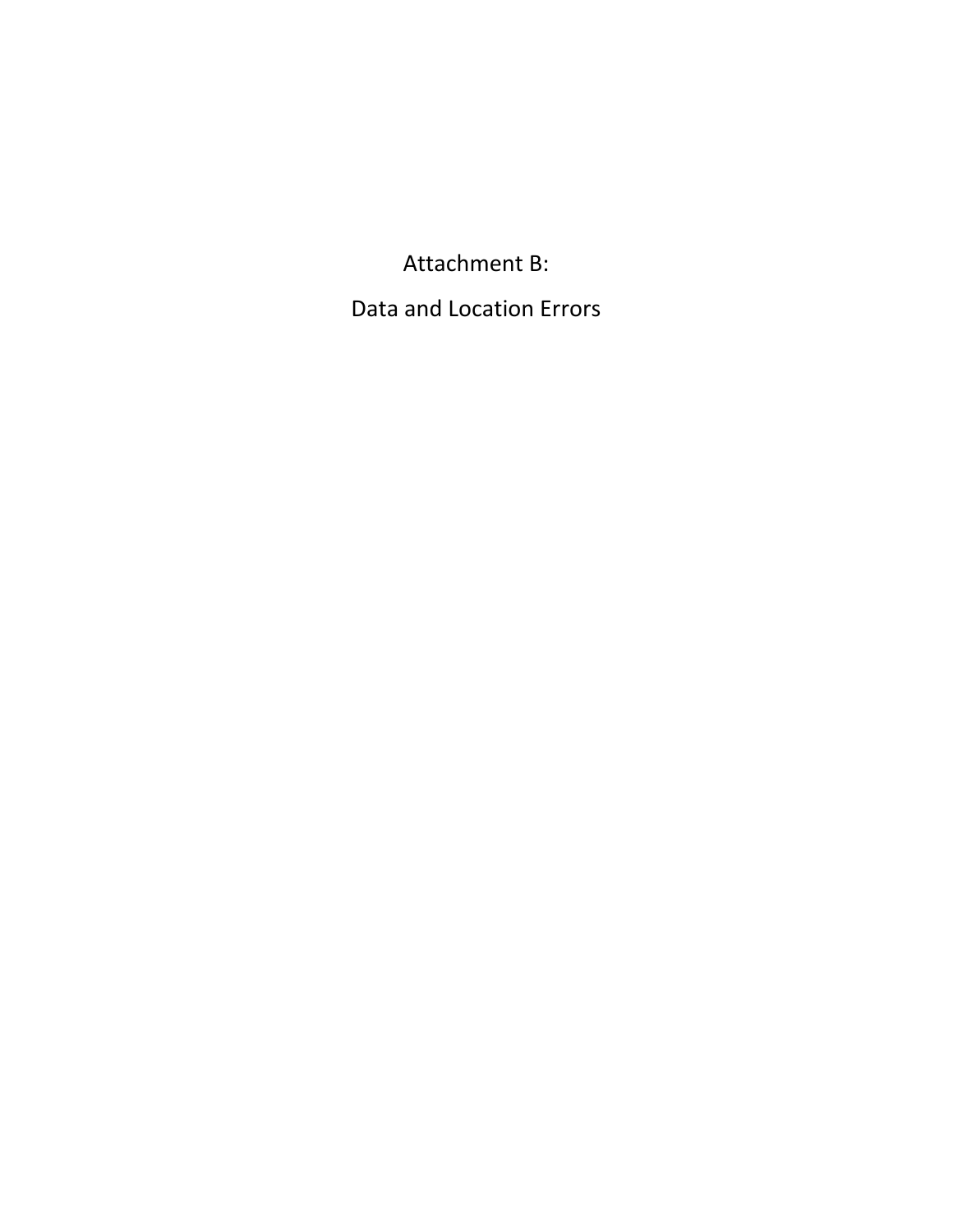# Attachment B:

# Data and Location Errors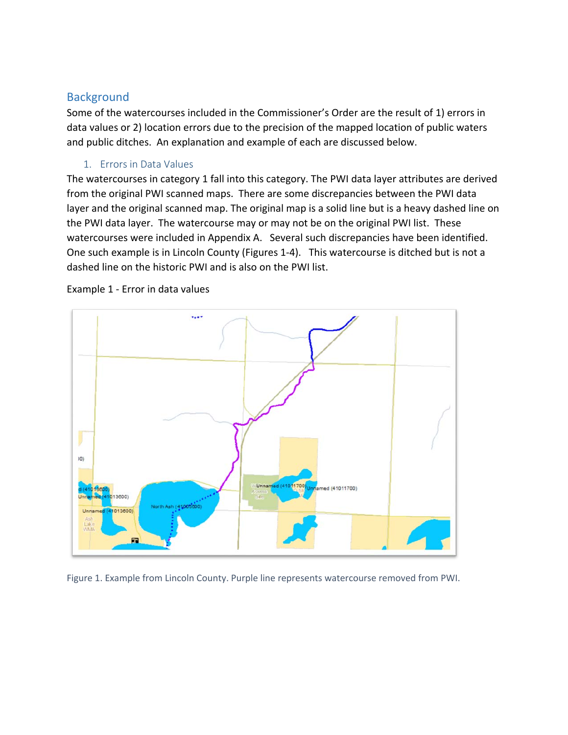## Background

Some of the watercourses included in the Commissioner's Order are the result of 1) errors in data values or 2) location errors due to the precision of the mapped location of public waters and public ditches. An explanation and example of each are discussed below.

### 1. Errors in Data Values

The watercourses in category 1 fall into this category. The PWI data layer attributes are derived from the original PWI scanned maps. There are some discrepancies between the PWI data layer and the original scanned map. The original map is a solid line but is a heavy dashed line on the PWI data layer. The watercourse may or may not be on the original PWI list. These watercourses were included in Appendix A. Several such discrepancies have been identified. One such example is in Lincoln County (Figures 1-4). This watercourse is ditched but is not a dashed line on the historic PWI and is also on the PWI list.

Example 1 - Error in data values

Figure 1. Example from Lincoln County. Purple line represents watercourse removed from PWI.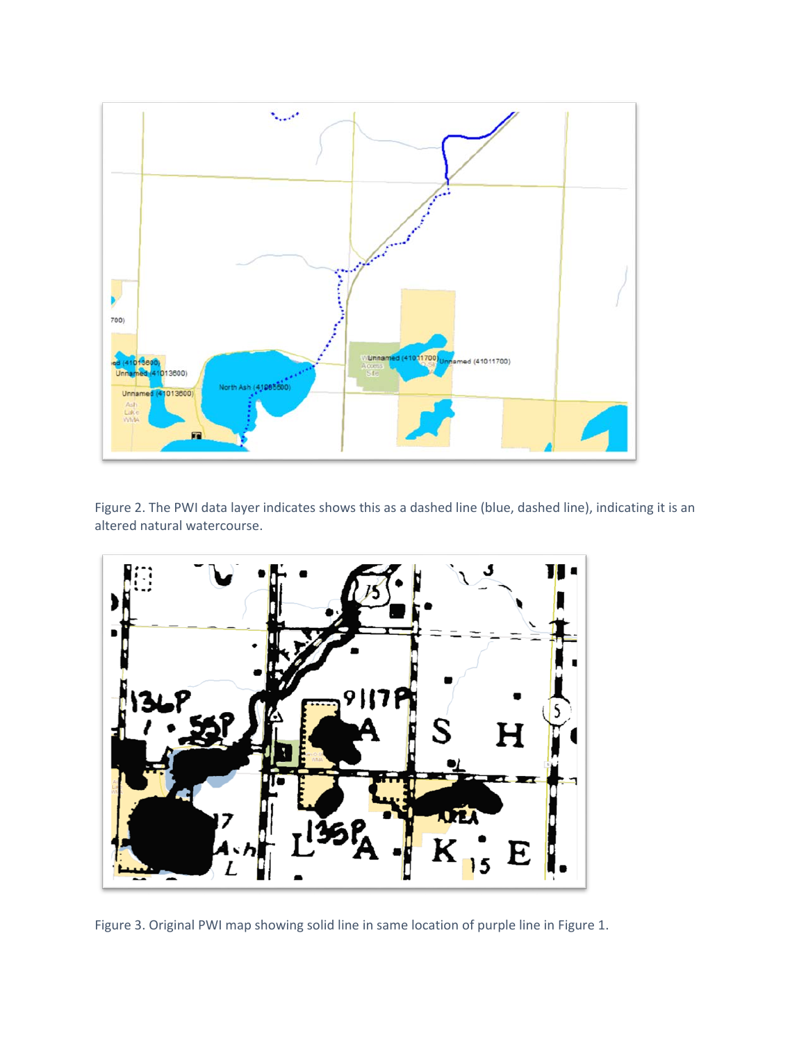Figure 2. The PWI data layer indicates shows this as a dashed line (blue, dashed line), indicating it is an altered natural watercourse.

Figure 3. Original PWI map showing solid line in same location of purple line in Figure 1.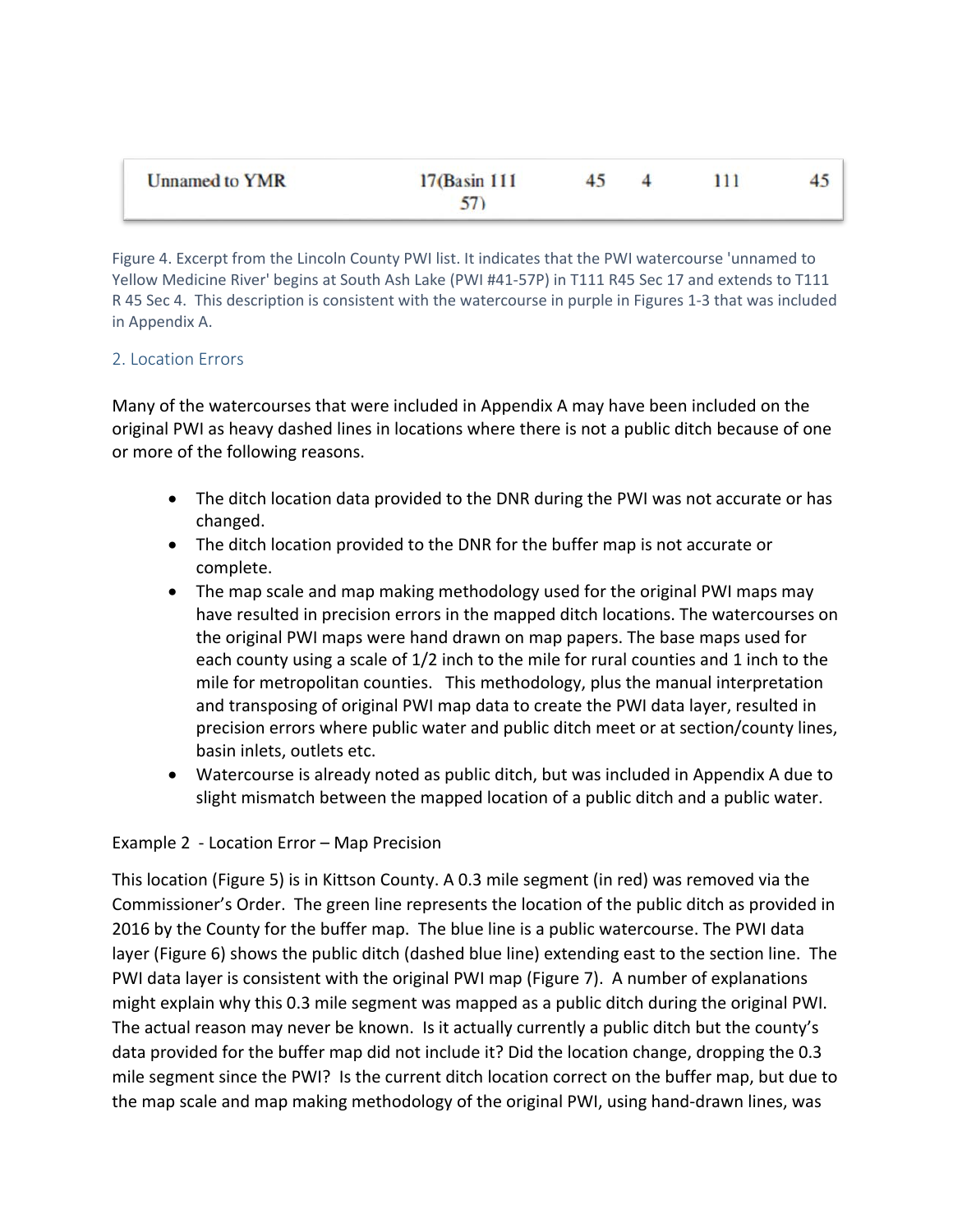| Unnamed to YMR | 17(Basin 111 57) | 45 | 4 | 111 | 45 |
|---|---|---|---|---|---|

Figure 4. Excerpt from the Lincoln County PWI list. It indicates that the PWI watercourse 'unnamed to Yellow Medicine River' begins at South Ash Lake (PWI #41-57P) in T111 R45 Sec 17 and extends to T111 R 45 Sec 4. This description is consistent with the watercourse in purple in Figures 1-3 that was included in Appendix A.

## 2. Location Errors

Many of the watercourses that were included in Appendix A may have been included on the original PWI as heavy dashed lines in locations where there is not a public ditch because of one or more of the following reasons.

- The ditch location data provided to the DNR during the PWI was not accurate or has changed.
- The ditch location provided to the DNR for the buffer map is not accurate or complete.
- The map scale and map making methodology used for the original PWI maps may have resulted in precision errors in the mapped ditch locations. The watercourses on the original PWI maps were hand drawn on map papers. The base maps used for each county using a scale of 1/2 inch to the mile for rural counties and 1 inch to the mile for metropolitan counties. This methodology, plus the manual interpretation and transposing of original PWI map data to create the PWI data layer, resulted in precision errors where public water and public ditch meet or at section/county lines, basin inlets, outlets etc.
- Watercourse is already noted as public ditch, but was included in Appendix A due to slight mismatch between the mapped location of a public ditch and a public water.

Example 2 - Location Error – Map Precision

This location (Figure 5) is in Kittson County. A 0.3 mile segment (in red) was removed via the Commissioner's Order. The green line represents the location of the public ditch as provided in 2016 by the County for the buffer map. The blue line is a public watercourse. The PWI data layer (Figure 6) shows the public ditch (dashed blue line) extending east to the section line. The PWI data layer is consistent with the original PWI map (Figure 7). A number of explanations might explain why this 0.3 mile segment was mapped as a public ditch during the original PWI. The actual reason may never be known. Is it actually currently a public ditch but the county's data provided for the buffer map did not include it? Did the location change, dropping the 0.3 mile segment since the PWI? Is the current ditch location correct on the buffer map, but due to the map scale and map making methodology of the original PWI, using hand-drawn lines, was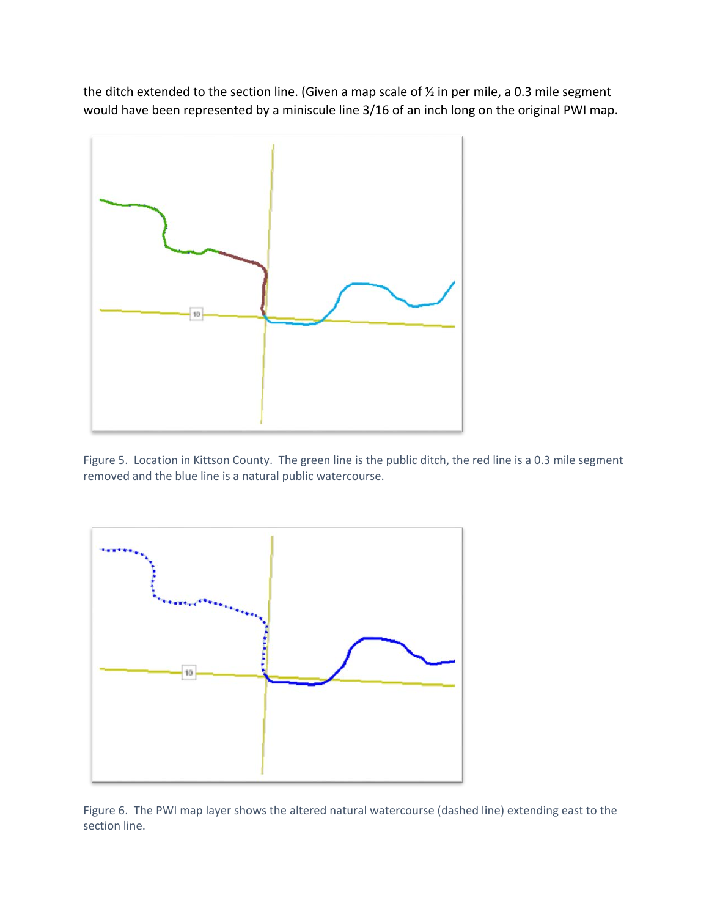the ditch extended to the section line. (Given a map scale of ½ in per mile, a 0.3 mile segment would have been represented by a miniscule line 3/16 of an inch long on the original PWI map.

Figure 5. Location in Kittson County. The green line is the public ditch, the red line is a 0.3 mile segment removed and the blue line is a natural public watercourse.

Figure 6. The PWI map layer shows the altered natural watercourse (dashed line) extending east to the section line.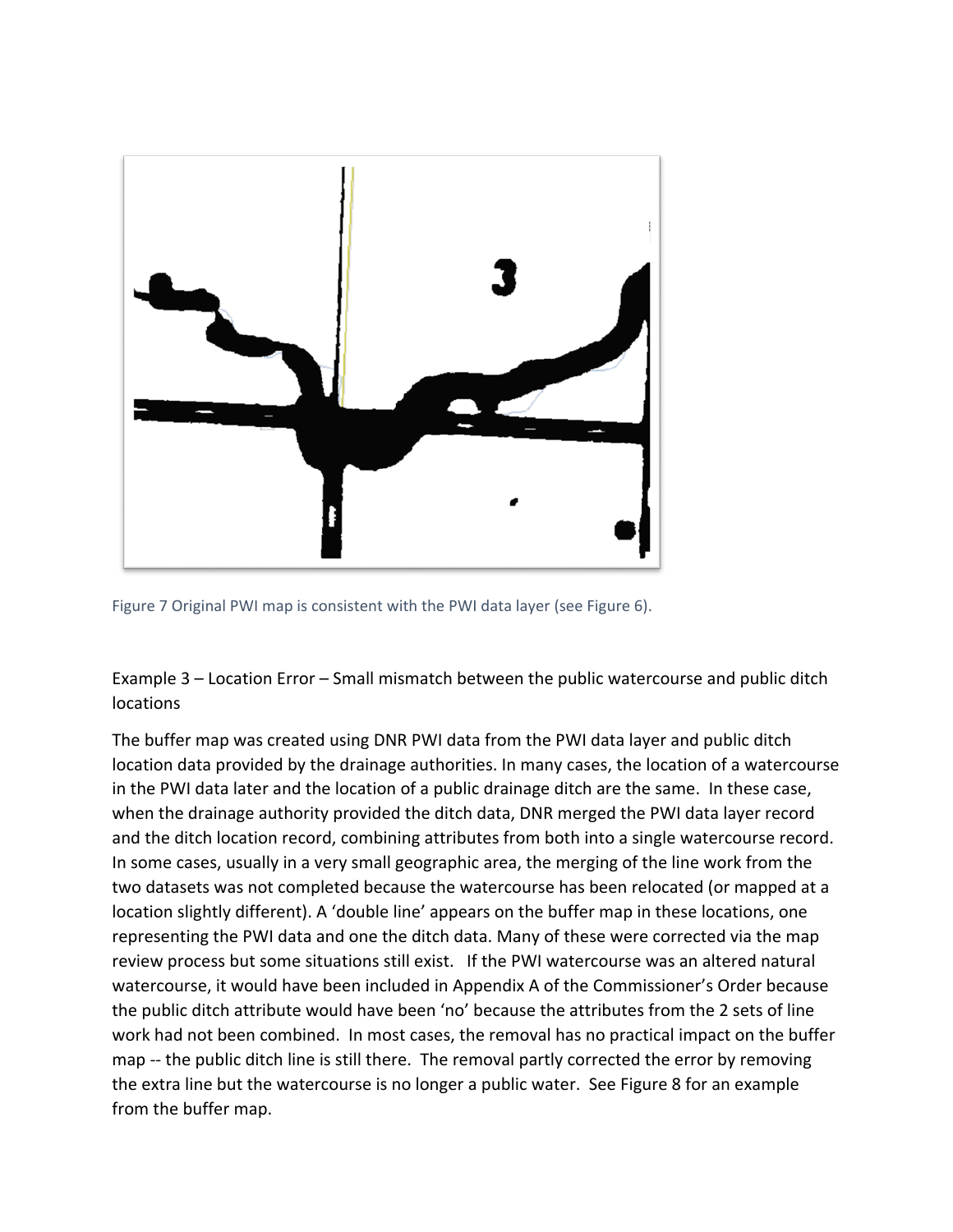Figure 7 Original PWI map is consistent with the PWI data layer (see Figure 6).

Example 3 – Location Error – Small mismatch between the public watercourse and public ditch locations

The buffer map was created using DNR PWI data from the PWI data layer and public ditch location data provided by the drainage authorities. In many cases, the location of a watercourse in the PWI data later and the location of a public drainage ditch are the same. In these case, when the drainage authority provided the ditch data, DNR merged the PWI data layer record and the ditch location record, combining attributes from both into a single watercourse record. In some cases, usually in a very small geographic area, the merging of the line work from the two datasets was not completed because the watercourse has been relocated (or mapped at a location slightly different). A 'double line' appears on the buffer map in these locations, one representing the PWI data and one the ditch data. Many of these were corrected via the map review process but some situations still exist. If the PWI watercourse was an altered natural watercourse, it would have been included in Appendix A of the Commissioner's Order because the public ditch attribute would have been 'no' because the attributes from the 2 sets of line work had not been combined. In most cases, the removal has no practical impact on the buffer map -- the public ditch line is still there. The removal partly corrected the error by removing the extra line but the watercourse is no longer a public water. See Figure 8 for an example from the buffer map.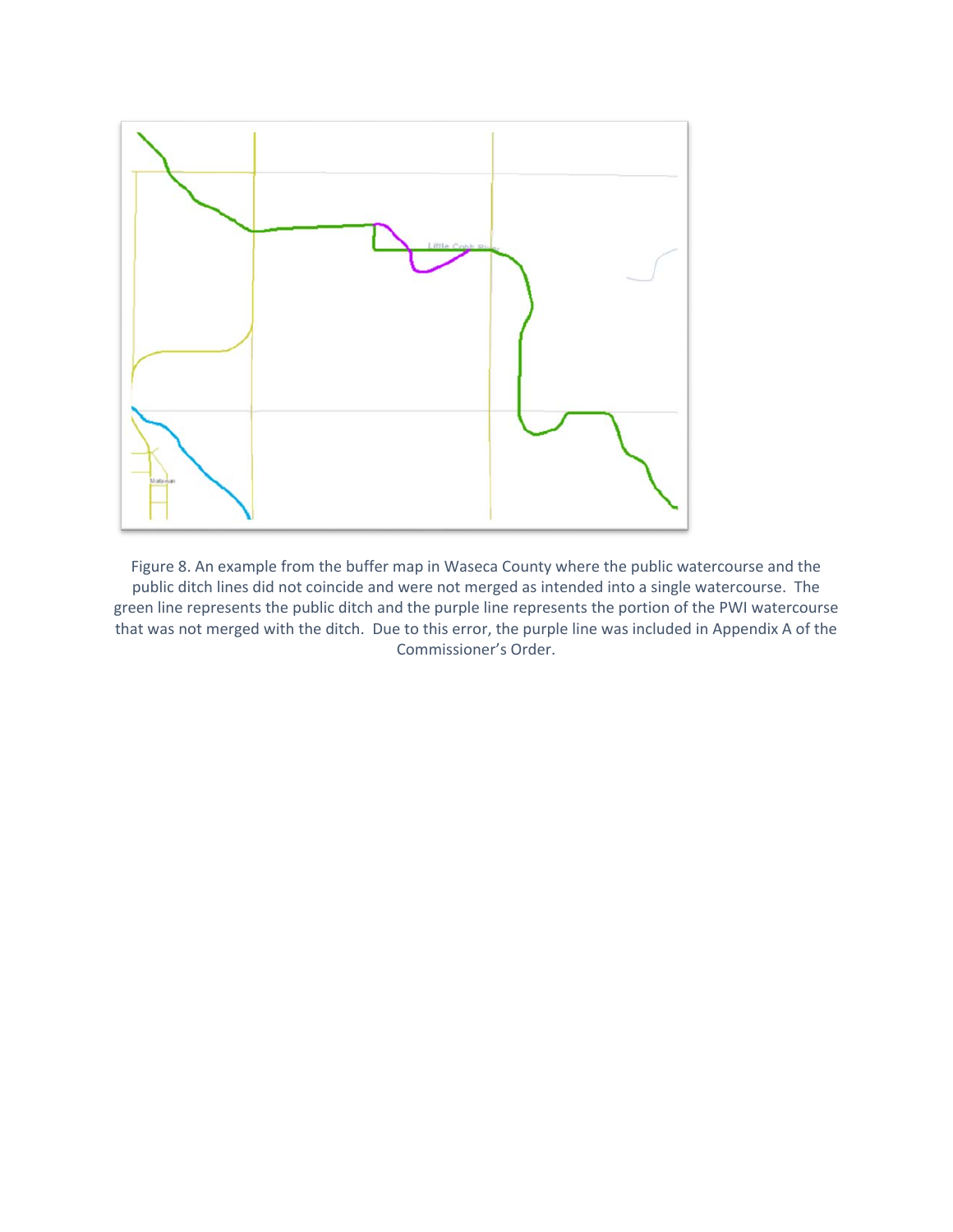Little Cobb River

Figure 8. An example from the buffer map in Waseca County where the public watercourse and the public ditch lines did not coincide and were not merged as intended into a single watercourse. The green line represents the public ditch and the purple line represents the portion of the PWI watercourse that was not merged with the ditch. Due to this error, the purple line was included in Appendix A of the Commissioner's Order.